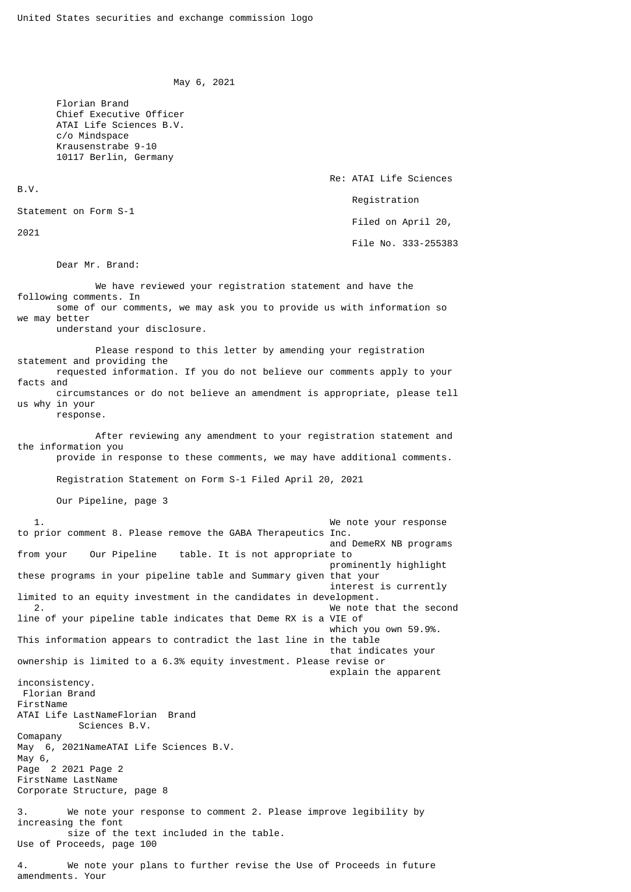United States securities and exchange commission logo

May 6, 2021

Florian Brand
Chief Executive Officer
ATAI Life Sciences B.V.
c/o Mindspace
Krausenstrabe 9-10
10117 Berlin, Germany

Re: ATAI Life Sciences B.V.
Registration Statement on Form S-1
Filed on April 20, 2021
File No. 333-255383

Dear Mr. Brand:

We have reviewed your registration statement and have the following comments. In some of our comments, we may ask you to provide us with information so we may better understand your disclosure.

Please respond to this letter by amending your registration statement and providing the requested information. If you do not believe our comments apply to your facts and circumstances or do not believe an amendment is appropriate, please tell us why in your response.

After reviewing any amendment to your registration statement and the information you provide in response to these comments, we may have additional comments.

Registration Statement on Form S-1 Filed April 20, 2021

Our Pipeline, page 3

1. We note your response to prior comment 8. Please remove the GABA Therapeutics Inc. and DemeRX NB programs from your Our Pipeline table. It is not appropriate to prominently highlight these programs in your pipeline table and Summary given that your interest is currently limited to an equity investment in the candidates in development.
2. We note that the second line of your pipeline table indicates that Deme RX is a VIE of which you own 59.9%. This information appears to contradict the last line in the table that indicates your ownership is limited to a 6.3% equity investment. Please revise or explain the apparent inconsistency.

Corporate Structure, page 8

3. We note your response to comment 2. Please improve legibility by increasing the font size of the text included in the table.

Use of Proceeds, page 100

4. We note your plans to further revise the Use of Proceeds in future amendments. Your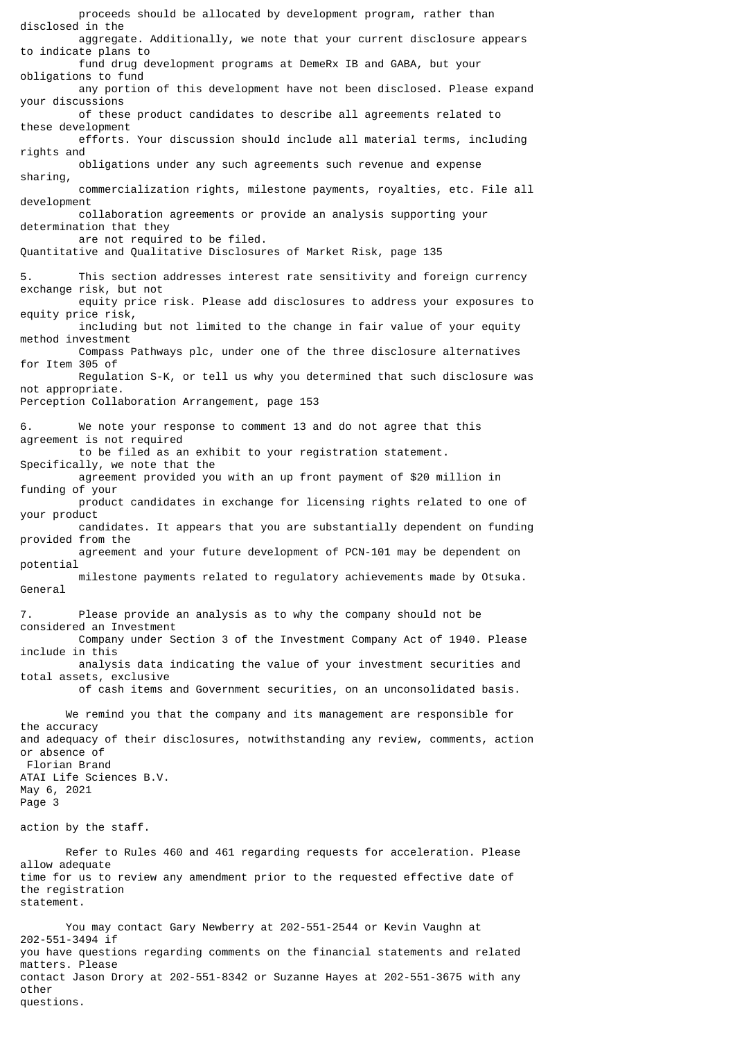proceeds should be allocated by development program, rather than disclosed in the aggregate. Additionally, we note that your current disclosure appears to indicate plans to fund drug development programs at DemeRx IB and GABA, but your obligations to fund any portion of this development have not been disclosed. Please expand your discussions of these product candidates to describe all agreements related to these development efforts. Your discussion should include all material terms, including rights and obligations under any such agreements such revenue and expense sharing, commercialization rights, milestone payments, royalties, etc. File all development collaboration agreements or provide an analysis supporting your determination that they are not required to be filed.

Quantitative and Qualitative Disclosures of Market Risk, page 135

5. This section addresses interest rate sensitivity and foreign currency exchange risk, but not equity price risk. Please add disclosures to address your exposures to equity price risk, including but not limited to the change in fair value of your equity method investment Compass Pathways plc, under one of the three disclosure alternatives for Item 305 of Regulation S-K, or tell us why you determined that such disclosure was not appropriate.

Perception Collaboration Arrangement, page 153

6. We note your response to comment 13 and do not agree that this agreement is not required to be filed as an exhibit to your registration statement. Specifically, we note that the agreement provided you with an up front payment of $20 million in funding of your product candidates in exchange for licensing rights related to one of your product candidates. It appears that you are substantially dependent on funding provided from the agreement and your future development of PCN-101 may be dependent on potential milestone payments related to regulatory achievements made by Otsuka.

General

7. Please provide an analysis as to why the company should not be considered an Investment Company under Section 3 of the Investment Company Act of 1940. Please include in this analysis data indicating the value of your investment securities and total assets, exclusive of cash items and Government securities, on an unconsolidated basis.

We remind you that the company and its management are responsible for the accuracy and adequacy of their disclosures, notwithstanding any review, comments, action or absence of action by the staff.

Refer to Rules 460 and 461 regarding requests for acceleration. Please allow adequate time for us to review any amendment prior to the requested effective date of the registration statement.

You may contact Gary Newberry at 202-551-2544 or Kevin Vaughn at 202-551-3494 if you have questions regarding comments on the financial statements and related matters. Please contact Jason Drory at 202-551-8342 or Suzanne Hayes at 202-551-3675 with any other questions.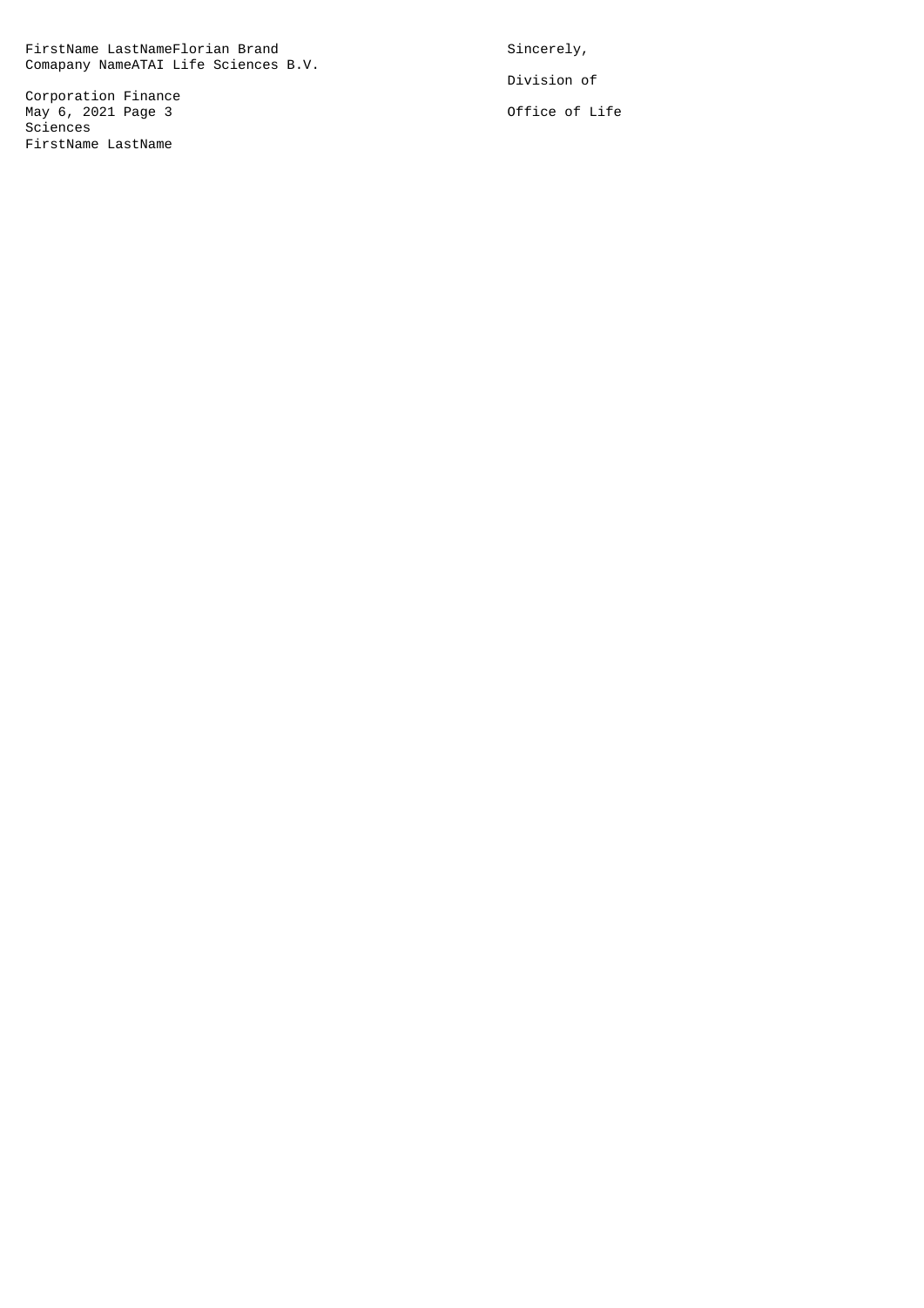Sincerely,

Division of Corporation Finance

Office of Life Sciences